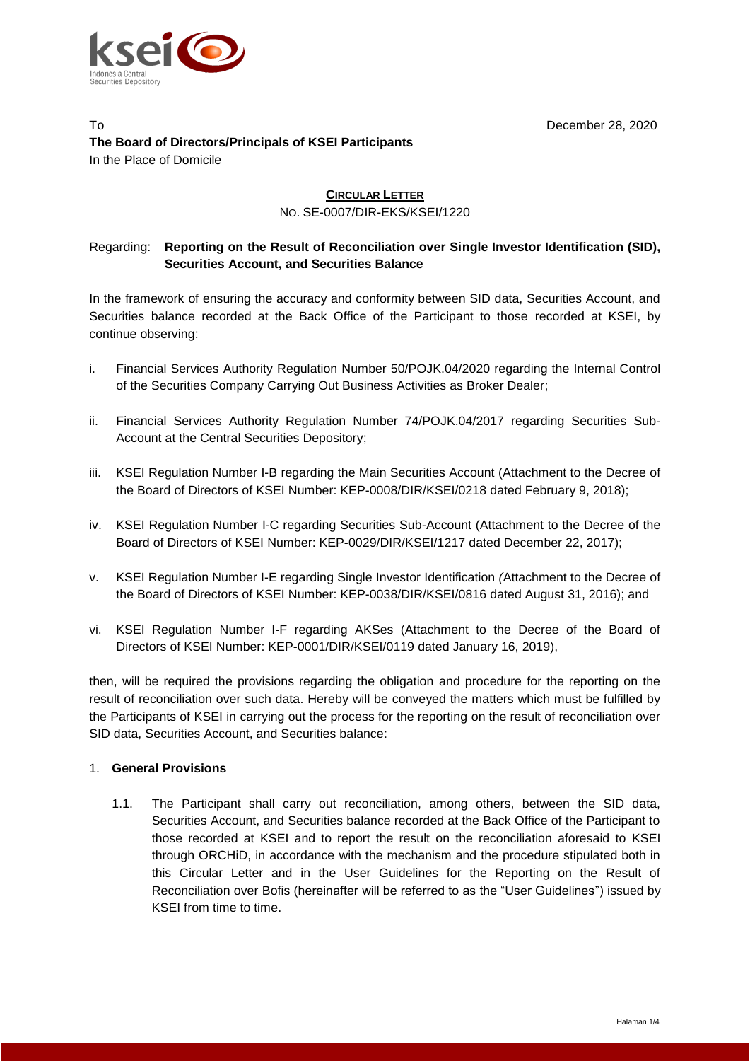To

December 28, 2020

**The Board of Directors/Principals of KSEI Participants**
In the Place of Domicile

**CIRCULAR LETTER**
NO. SE-0007/DIR-EKS/KSEI/1220

Regarding: **Reporting on the Result of Reconciliation over Single Investor Identification (SID), Securities Account, and Securities Balance**

In the framework of ensuring the accuracy and conformity between SID data, Securities Account, and Securities balance recorded at the Back Office of the Participant to those recorded at KSEI, by continue observing:

i. Financial Services Authority Regulation Number 50/POJK.04/2020 regarding the Internal Control of the Securities Company Carrying Out Business Activities as Broker Dealer;

ii. Financial Services Authority Regulation Number 74/POJK.04/2017 regarding Securities Sub-Account at the Central Securities Depository;

iii. KSEI Regulation Number I-B regarding the Main Securities Account (Attachment to the Decree of the Board of Directors of KSEI Number: KEP-0008/DIR/KSEI/0218 dated February 9, 2018);

iv. KSEI Regulation Number I-C regarding Securities Sub-Account (Attachment to the Decree of the Board of Directors of KSEI Number: KEP-0029/DIR/KSEI/1217 dated December 22, 2017);

v. KSEI Regulation Number I-E regarding Single Investor Identification *(*Attachment to the Decree of the Board of Directors of KSEI Number: KEP-0038/DIR/KSEI/0816 dated August 31, 2016); and

vi. KSEI Regulation Number I-F regarding AKSes (Attachment to the Decree of the Board of Directors of KSEI Number: KEP-0001/DIR/KSEI/0119 dated January 16, 2019),

then, will be required the provisions regarding the obligation and procedure for the reporting on the result of reconciliation over such data. Hereby will be conveyed the matters which must be fulfilled by the Participants of KSEI in carrying out the process for the reporting on the result of reconciliation over SID data, Securities Account, and Securities balance:

1. **General Provisions**

   1.1. The Participant shall carry out reconciliation, among others, between the SID data, Securities Account, and Securities balance recorded at the Back Office of the Participant to those recorded at KSEI and to report the result on the reconciliation aforesaid to KSEI through ORCHiD, in accordance with the mechanism and the procedure stipulated both in this Circular Letter and in the User Guidelines for the Reporting on the Result of Reconciliation over Bofis (hereinafter will be referred to as the "User Guidelines") issued by KSEI from time to time.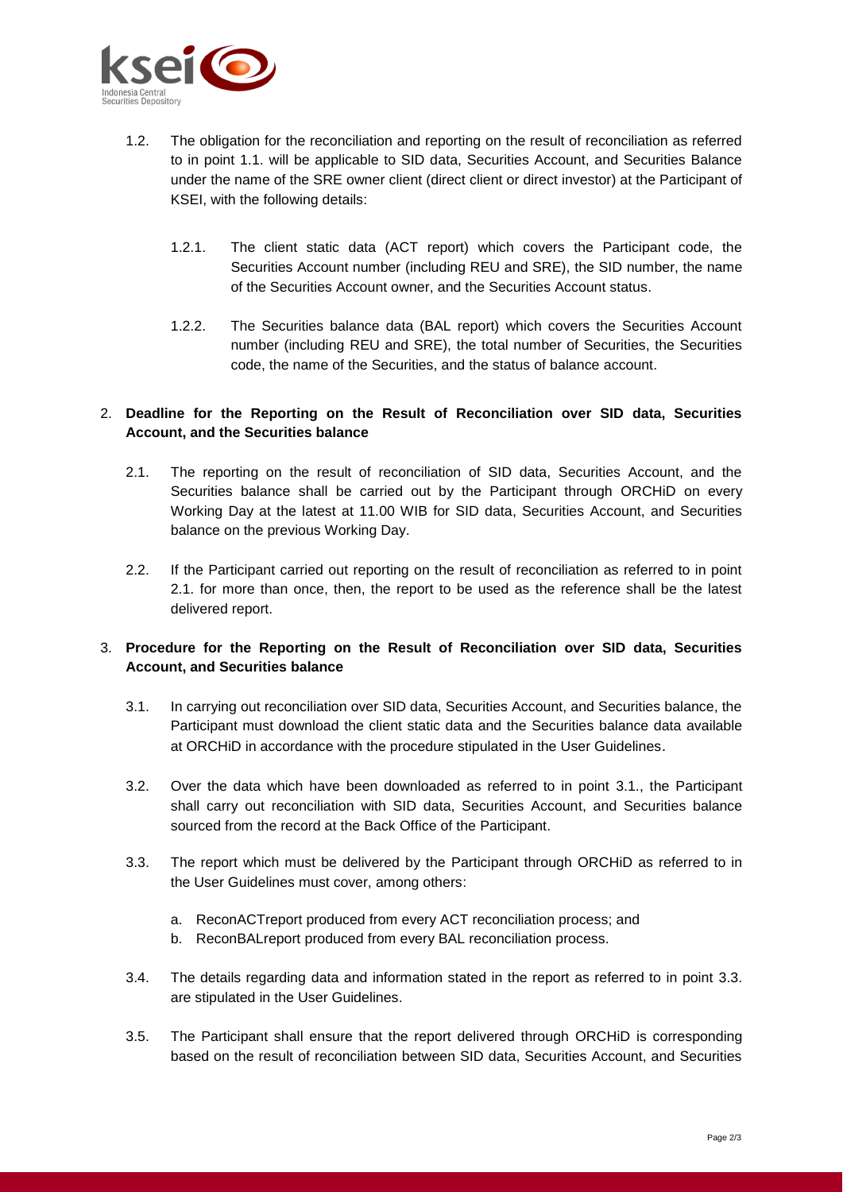1.2. The obligation for the reconciliation and reporting on the result of reconciliation as referred to in point 1.1. will be applicable to SID data, Securities Account, and Securities Balance under the name of the SRE owner client (direct client or direct investor) at the Participant of KSEI, with the following details:

1.2.1. The client static data (ACT report) which covers the Participant code, the Securities Account number (including REU and SRE), the SID number, the name of the Securities Account owner, and the Securities Account status.

1.2.2. The Securities balance data (BAL report) which covers the Securities Account number (including REU and SRE), the total number of Securities, the Securities code, the name of the Securities, and the status of balance account.

2. **Deadline for the Reporting on the Result of Reconciliation over SID data, Securities Account, and the Securities balance**

2.1. The reporting on the result of reconciliation of SID data, Securities Account, and the Securities balance shall be carried out by the Participant through ORCHiD on every Working Day at the latest at 11.00 WIB for SID data, Securities Account, and Securities balance on the previous Working Day.

2.2. If the Participant carried out reporting on the result of reconciliation as referred to in point 2.1. for more than once, then, the report to be used as the reference shall be the latest delivered report.

3. **Procedure for the Reporting on the Result of Reconciliation over SID data, Securities Account, and Securities balance**

3.1. In carrying out reconciliation over SID data, Securities Account, and Securities balance, the Participant must download the client static data and the Securities balance data available at ORCHiD in accordance with the procedure stipulated in the User Guidelines.

3.2. Over the data which have been downloaded as referred to in point 3.1., the Participant shall carry out reconciliation with SID data, Securities Account, and Securities balance sourced from the record at the Back Office of the Participant.

3.3. The report which must be delivered by the Participant through ORCHiD as referred to in the User Guidelines must cover, among others:

a. ReconACTreport produced from every ACT reconciliation process; and
b. ReconBALreport produced from every BAL reconciliation process.

3.4. The details regarding data and information stated in the report as referred to in point 3.3. are stipulated in the User Guidelines.

3.5. The Participant shall ensure that the report delivered through ORCHiD is corresponding based on the result of reconciliation between SID data, Securities Account, and Securities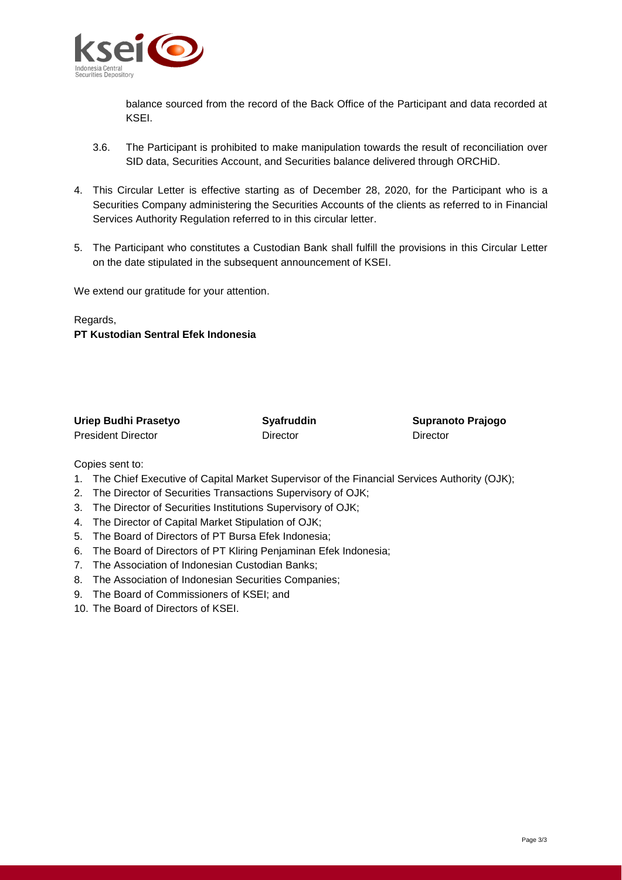balance sourced from the record of the Back Office of the Participant and data recorded at KSEI.

3.6. The Participant is prohibited to make manipulation towards the result of reconciliation over SID data, Securities Account, and Securities balance delivered through ORCHiD.

4. This Circular Letter is effective starting as of December 28, 2020, for the Participant who is a Securities Company administering the Securities Accounts of the clients as referred to in Financial Services Authority Regulation referred to in this circular letter.

5. The Participant who constitutes a Custodian Bank shall fulfill the provisions in this Circular Letter on the date stipulated in the subsequent announcement of KSEI.

We extend our gratitude for your attention.

Regards,
**PT Kustodian Sentral Efek Indonesia**

| | | |
|---|---|---|
| **Uriep Budhi Prasetyo** | **Syafruddin** | **Supranoto Prajogo** |
| President Director | Director | Director |

Copies sent to:

1. The Chief Executive of Capital Market Supervisor of the Financial Services Authority (OJK);
2. The Director of Securities Transactions Supervisory of OJK;
3. The Director of Securities Institutions Supervisory of OJK;
4. The Director of Capital Market Stipulation of OJK;
5. The Board of Directors of PT Bursa Efek Indonesia;
6. The Board of Directors of PT Kliring Penjaminan Efek Indonesia;
7. The Association of Indonesian Custodian Banks;
8. The Association of Indonesian Securities Companies;
9. The Board of Commissioners of KSEI; and
10. The Board of Directors of KSEI.